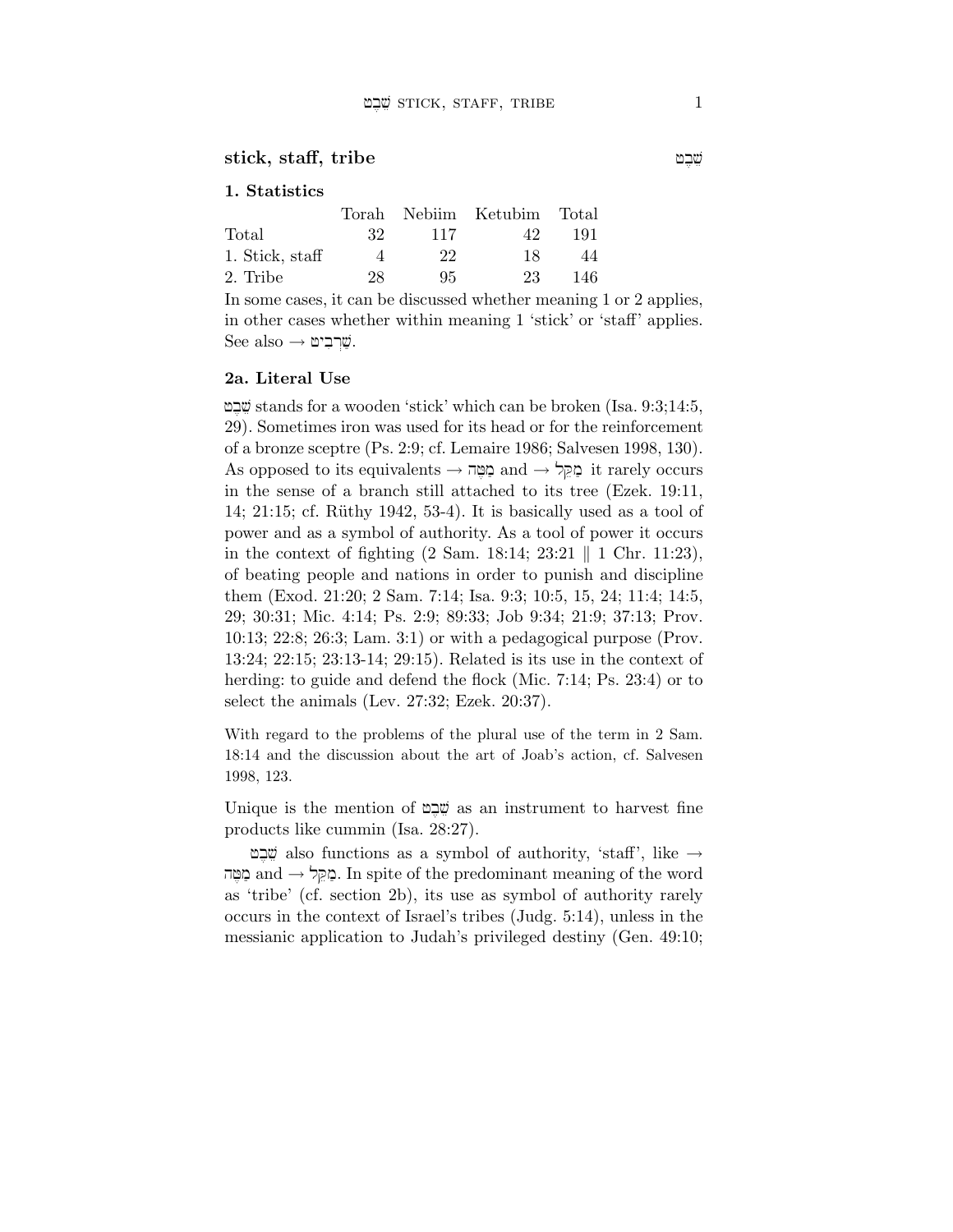## stick, staff, tribe שֵׁבֶט

### 1. Statistics

| | Torah | Nebiim | Ketubim | Total |
|---|---|---|---|---|
| Total | 32 | 117 | 42 | 191 |
| 1. Stick, staff | 4 | 22 | 18 | 44 |
| 2. Tribe | 28 | 95 | 23 | 146 |

In some cases, it can be discussed whether meaning 1 or 2 applies, in other cases whether within meaning 1 'stick' or 'staff' applies. See also → שַׁרְבִיט.

### 2a. Literal Use

שֵׁבֶט stands for a wooden 'stick' which can be broken (Isa. 9:3;14:5, 29). Sometimes iron was used for its head or for the reinforcement of a bronze sceptre (Ps. 2:9; cf. Lemaire 1986; Salvesen 1998, 130). As opposed to its equivalents → מַטֶּה and → מַקֵּל it rarely occurs in the sense of a branch still attached to its tree (Ezek. 19:11, 14; 21:15; cf. Rüthy 1942, 53-4). It is basically used as a tool of power and as a symbol of authority. As a tool of power it occurs in the context of fighting (2 Sam. 18:14; 23:21 ‖ 1 Chr. 11:23), of beating people and nations in order to punish and discipline them (Exod. 21:20; 2 Sam. 7:14; Isa. 9:3; 10:5, 15, 24; 11:4; 14:5, 29; 30:31; Mic. 4:14; Ps. 2:9; 89:33; Job 9:34; 21:9; 37:13; Prov. 10:13; 22:8; 26:3; Lam. 3:1) or with a pedagogical purpose (Prov. 13:24; 22:15; 23:13-14; 29:15). Related is its use in the context of herding: to guide and defend the flock (Mic. 7:14; Ps. 23:4) or to select the animals (Lev. 27:32; Ezek. 20:37).

With regard to the problems of the plural use of the term in 2 Sam. 18:14 and the discussion about the art of Joab's action, cf. Salvesen 1998, 123.

Unique is the mention of שֵׁבֶט as an instrument to harvest fine products like cummin (Isa. 28:27).

שֵׁבֶט also functions as a symbol of authority, 'staff', like → מַטֶּה and → מַקֵּל. In spite of the predominant meaning of the word as 'tribe' (cf. section 2b), its use as symbol of authority rarely occurs in the context of Israel's tribes (Judg. 5:14), unless in the messianic application to Judah's privileged destiny (Gen. 49:10;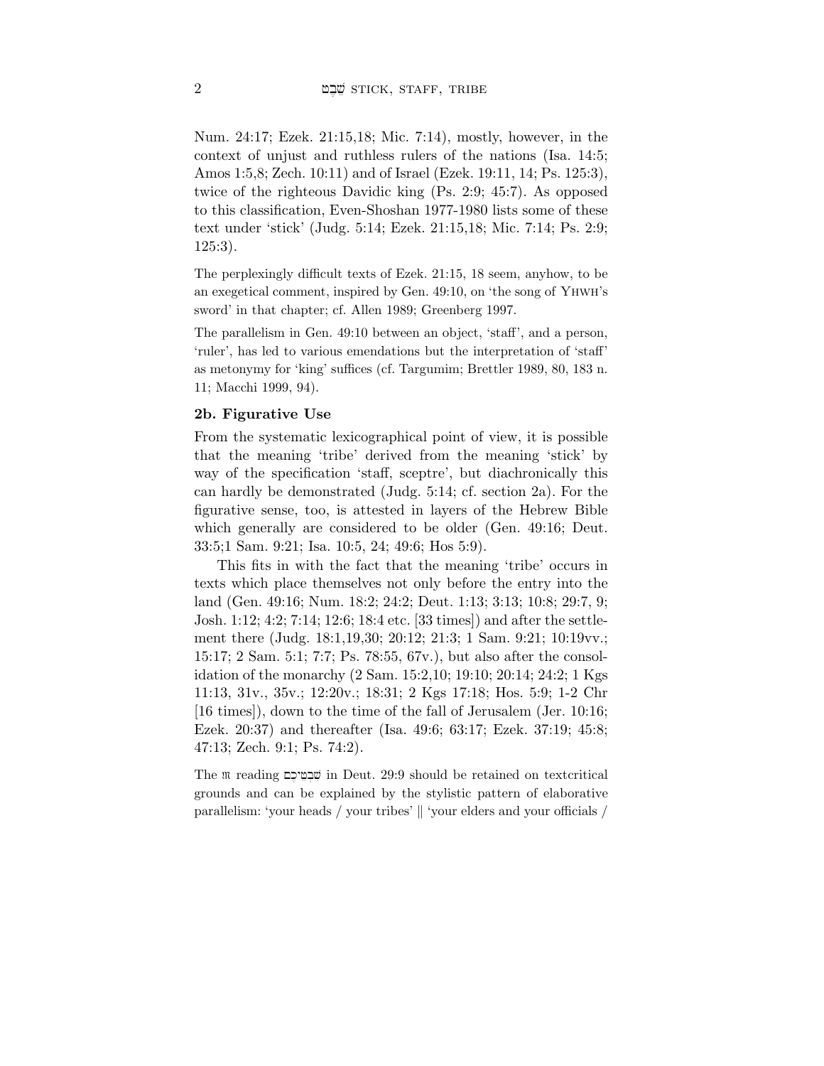Num. 24:17; Ezek. 21:15,18; Mic. 7:14), mostly, however, in the context of unjust and ruthless rulers of the nations (Isa. 14:5; Amos 1:5,8; Zech. 10:11) and of Israel (Ezek. 19:11, 14; Ps. 125:3), twice of the righteous Davidic king (Ps. 2:9; 45:7). As opposed to this classification, Even-Shoshan 1977-1980 lists some of these text under 'stick' (Judg. 5:14; Ezek. 21:15,18; Mic. 7:14; Ps. 2:9; 125:3).

The perplexingly difficult texts of Ezek. 21:15, 18 seem, anyhow, to be an exegetical comment, inspired by Gen. 49:10, on 'the song of YHWH's sword' in that chapter; cf. Allen 1989; Greenberg 1997.

The parallelism in Gen. 49:10 between an object, 'staff', and a person, 'ruler', has led to various emendations but the interpretation of 'staff' as metonymy for 'king' suffices (cf. Targumim; Brettler 1989, 80, 183 n. 11; Macchi 1999, 94).

### 2b. Figurative Use

From the systematic lexicographical point of view, it is possible that the meaning 'tribe' derived from the meaning 'stick' by way of the specification 'staff, sceptre', but diachronically this can hardly be demonstrated (Judg. 5:14; cf. section 2a). For the figurative sense, too, is attested in layers of the Hebrew Bible which generally are considered to be older (Gen. 49:16; Deut. 33:5;1 Sam. 9:21; Isa. 10:5, 24; 49:6; Hos 5:9).

This fits in with the fact that the meaning 'tribe' occurs in texts which place themselves not only before the entry into the land (Gen. 49:16; Num. 18:2; 24:2; Deut. 1:13; 3:13; 10:8; 29:7, 9; Josh. 1:12; 4:2; 7:14; 12:6; 18:4 etc. [33 times]) and after the settlement there (Judg. 18:1,19,30; 20:12; 21:3; 1 Sam. 9:21; 10:19vv.; 15:17; 2 Sam. 5:1; 7:7; Ps. 78:55, 67v.), but also after the consolidation of the monarchy (2 Sam. 15:2,10; 19:10; 20:14; 24:2; 1 Kgs 11:13, 31v., 35v.; 12:20v.; 18:31; 2 Kgs 17:18; Hos. 5:9; 1-2 Chr [16 times]), down to the time of the fall of Jerusalem (Jer. 10:16; Ezek. 20:37) and thereafter (Isa. 49:6; 63:17; Ezek. 37:19; 45:8; 47:13; Zech. 9:1; Ps. 74:2).

The 𝔐 reading שִׁבְטֵיכֶם in Deut. 29:9 should be retained on textcritical grounds and can be explained by the stylistic pattern of elaborative parallelism: 'your heads / your tribes' || 'your elders and your officials /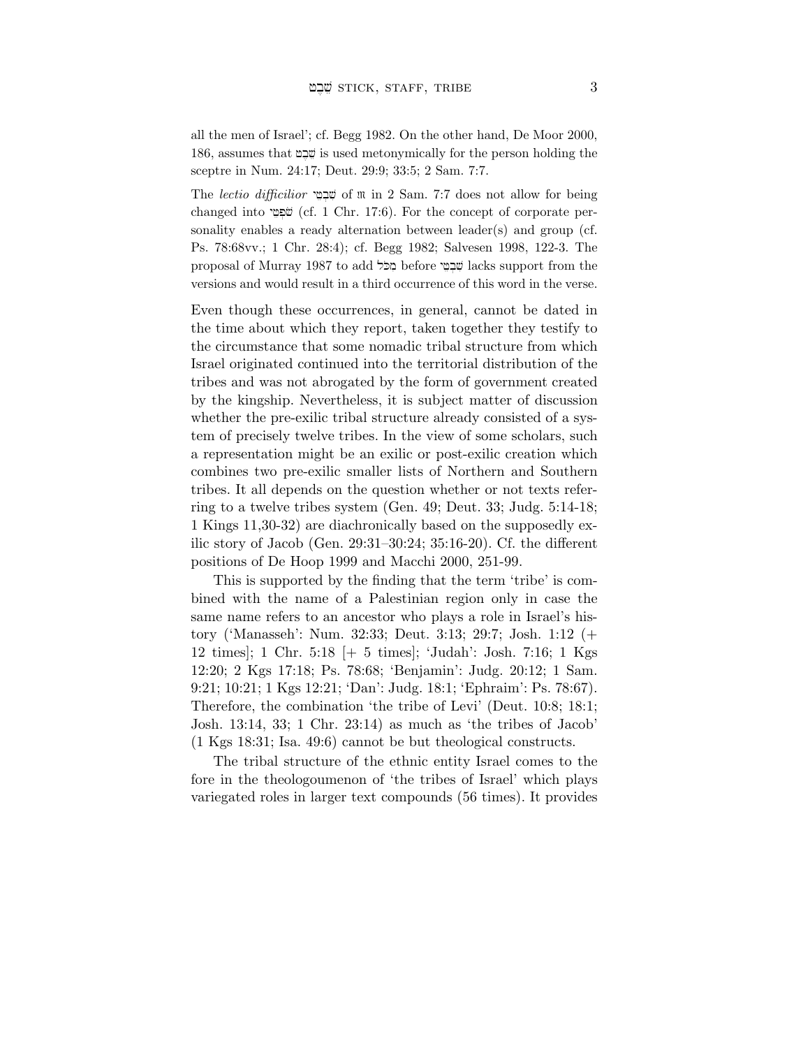all the men of Israel'; cf. Begg 1982. On the other hand, De Moor 2000, 186, assumes that שֵׁבֶט is used metonymically for the person holding the sceptre in Num. 24:17; Deut. 29:9; 33:5; 2 Sam. 7:7.

The *lectio difficilior* שִׁבְטֵי of 𝔐 in 2 Sam. 7:7 does not allow for being changed into שֹׁפְטֵי (cf. 1 Chr. 17:6). For the concept of corporate personality enables a ready alternation between leader(s) and group (cf. Ps. 78:68vv.; 1 Chr. 28:4); cf. Begg 1982; Salvesen 1998, 122-3. The proposal of Murray 1987 to add מִכֹּל before שִׁבְטֵי lacks support from the versions and would result in a third occurrence of this word in the verse.

Even though these occurrences, in general, cannot be dated in the time about which they report, taken together they testify to the circumstance that some nomadic tribal structure from which Israel originated continued into the territorial distribution of the tribes and was not abrogated by the form of government created by the kingship. Nevertheless, it is subject matter of discussion whether the pre-exilic tribal structure already consisted of a system of precisely twelve tribes. In the view of some scholars, such a representation might be an exilic or post-exilic creation which combines two pre-exilic smaller lists of Northern and Southern tribes. It all depends on the question whether or not texts referring to a twelve tribes system (Gen. 49; Deut. 33; Judg. 5:14-18; 1 Kings 11,30-32) are diachronically based on the supposedly exilic story of Jacob (Gen. 29:31–30:24; 35:16-20). Cf. the different positions of De Hoop 1999 and Macchi 2000, 251-99.

This is supported by the finding that the term 'tribe' is combined with the name of a Palestinian region only in case the same name refers to an ancestor who plays a role in Israel's history ('Manasseh': Num. 32:33; Deut. 3:13; 29:7; Josh. 1:12 (+ 12 times]; 1 Chr. 5:18 [+ 5 times]; 'Judah': Josh. 7:16; 1 Kgs 12:20; 2 Kgs 17:18; Ps. 78:68; 'Benjamin': Judg. 20:12; 1 Sam. 9:21; 10:21; 1 Kgs 12:21; 'Dan': Judg. 18:1; 'Ephraim': Ps. 78:67). Therefore, the combination 'the tribe of Levi' (Deut. 10:8; 18:1; Josh. 13:14, 33; 1 Chr. 23:14) as much as 'the tribes of Jacob' (1 Kgs 18:31; Isa. 49:6) cannot be but theological constructs.

The tribal structure of the ethnic entity Israel comes to the fore in the theologoumenon of 'the tribes of Israel' which plays variegated roles in larger text compounds (56 times). It provides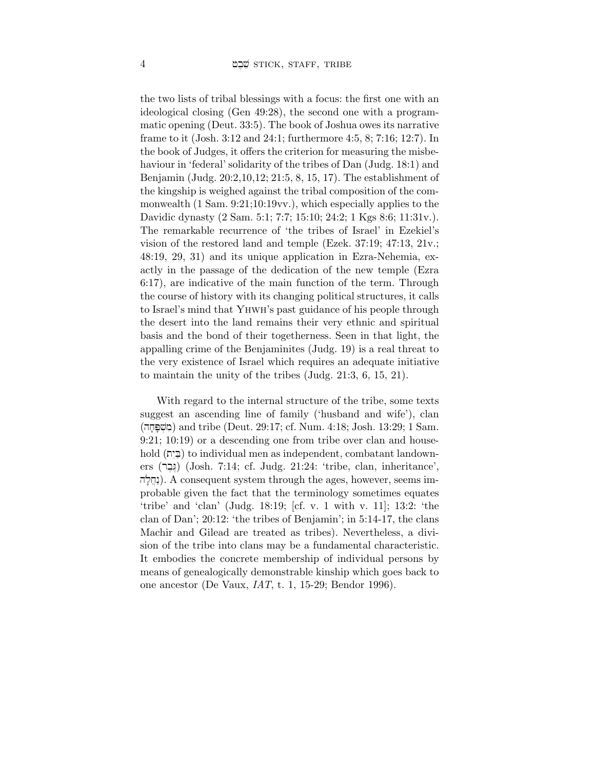the two lists of tribal blessings with a focus: the first one with an ideological closing (Gen 49:28), the second one with a programmatic opening (Deut. 33:5). The book of Joshua owes its narrative frame to it (Josh. 3:12 and 24:1; furthermore 4:5, 8; 7:16; 12:7). In the book of Judges, it offers the criterion for measuring the misbehaviour in 'federal' solidarity of the tribes of Dan (Judg. 18:1) and Benjamin (Judg. 20:2,10,12; 21:5, 8, 15, 17). The establishment of the kingship is weighed against the tribal composition of the commonwealth (1 Sam. 9:21;10:19vv.), which especially applies to the Davidic dynasty (2 Sam. 5:1; 7:7; 15:10; 24:2; 1 Kgs 8:6; 11:31v.). The remarkable recurrence of 'the tribes of Israel' in Ezekiel's vision of the restored land and temple (Ezek. 37:19; 47:13, 21v.; 48:19, 29, 31) and its unique application in Ezra-Nehemia, exactly in the passage of the dedication of the new temple (Ezra 6:17), are indicative of the main function of the term. Through the course of history with its changing political structures, it calls to Israel's mind that YHWH's past guidance of his people through the desert into the land remains their very ethnic and spiritual basis and the bond of their togetherness. Seen in that light, the appalling crime of the Benjaminites (Judg. 19) is a real threat to the very existence of Israel which requires an adequate initiative to maintain the unity of the tribes (Judg. 21:3, 6, 15, 21).

With regard to the internal structure of the tribe, some texts suggest an ascending line of family ('husband and wife'), clan (מִשְׁפָּחָה) and tribe (Deut. 29:17; cf. Num. 4:18; Josh. 13:29; 1 Sam. 9:21; 10:19) or a descending one from tribe over clan and household (בַּיִת) to individual men as independent, combatant landowners (גֶּבֶר) (Josh. 7:14; cf. Judg. 21:24: 'tribe, clan, inheritance', נַחֲלָה). A consequent system through the ages, however, seems improbable given the fact that the terminology sometimes equates 'tribe' and 'clan' (Judg. 18:19; [cf. v. 1 with v. 11]; 13:2: 'the clan of Dan'; 20:12: 'the tribes of Benjamin'; in 5:14-17, the clans Machir and Gilead are treated as tribes). Nevertheless, a division of the tribe into clans may be a fundamental characteristic. It embodies the concrete membership of individual persons by means of genealogically demonstrable kinship which goes back to one ancestor (De Vaux, *IAT*, t. 1, 15-29; Bendor 1996).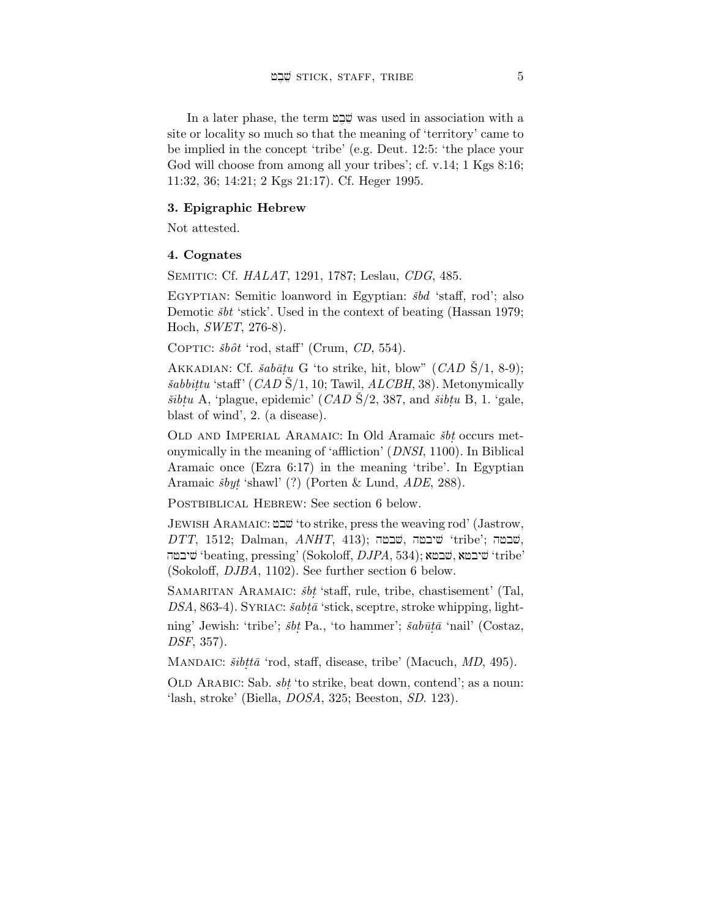In a later phase, the term שֵׁבֶט was used in association with a site or locality so much so that the meaning of 'territory' came to be implied in the concept 'tribe' (e.g. Deut. 12:5: 'the place your God will choose from among all your tribes'; cf. v.14; 1 Kgs 8:16; 11:32, 36; 14:21; 2 Kgs 21:17). Cf. Heger 1995.

### 3. Epigraphic Hebrew

Not attested.

### 4. Cognates

Semitic: Cf. *HALAT*, 1291, 1787; Leslau, *CDG*, 485.

Egyptian: Semitic loanword in Egyptian: *šbd* 'staff, rod'; also Demotic *šbt* 'stick'. Used in the context of beating (Hassan 1979; Hoch, *SWET*, 276-8).

Coptic: *šbôt* 'rod, staff' (Crum, *CD*, 554).

Akkadian: Cf. *šabāṭu* G 'to strike, hit, blow" (*CAD* Š/1, 8-9); *šabbiṭṭu* 'staff' (*CAD* Š/1, 10; Tawil, *ALCBH*, 38). Metonymically *šibṭu* A, 'plague, epidemic' (*CAD* Š/2, 387, and *šibṭu* B, 1. 'gale, blast of wind', 2. (a disease).

Old and Imperial Aramaic: In Old Aramaic *šbṭ* occurs metonymically in the meaning of 'affliction' (*DNSI*, 1100). In Biblical Aramaic once (Ezra 6:17) in the meaning 'tribe'. In Egyptian Aramaic *šbyṭ* 'shawl' (?) (Porten & Lund, *ADE*, 288).

Postbiblical Hebrew: See section 6 below.

Jewish Aramaic: שבט 'to strike, press the weaving rod' (Jastrow, *DTT*, 1512; Dalman, *ANHT*, 413); שבטה, שיבטה 'tribe'; שבטה, שיבטה 'beating, pressing' (Sokoloff, *DJPA*, 534); שבטא, שיבטא 'tribe' (Sokoloff, *DJBA*, 1102). See further section 6 below.

Samaritan Aramaic: *šbṭ* 'staff, rule, tribe, chastisement' (Tal, *DSA*, 863-4). Syriac: *šabṭā* 'stick, sceptre, stroke whipping, lightning' Jewish: 'tribe'; *šbṭ* Pa., 'to hammer'; *šabūṭā* 'nail' (Costaz, *DSF*, 357).

Mandaic: *šibṭtā* 'rod, staff, disease, tribe' (Macuch, *MD*, 495).

Old Arabic: Sab. *sbṭ* 'to strike, beat down, contend'; as a noun: 'lash, stroke' (Biella, *DOSA*, 325; Beeston, *SD*. 123).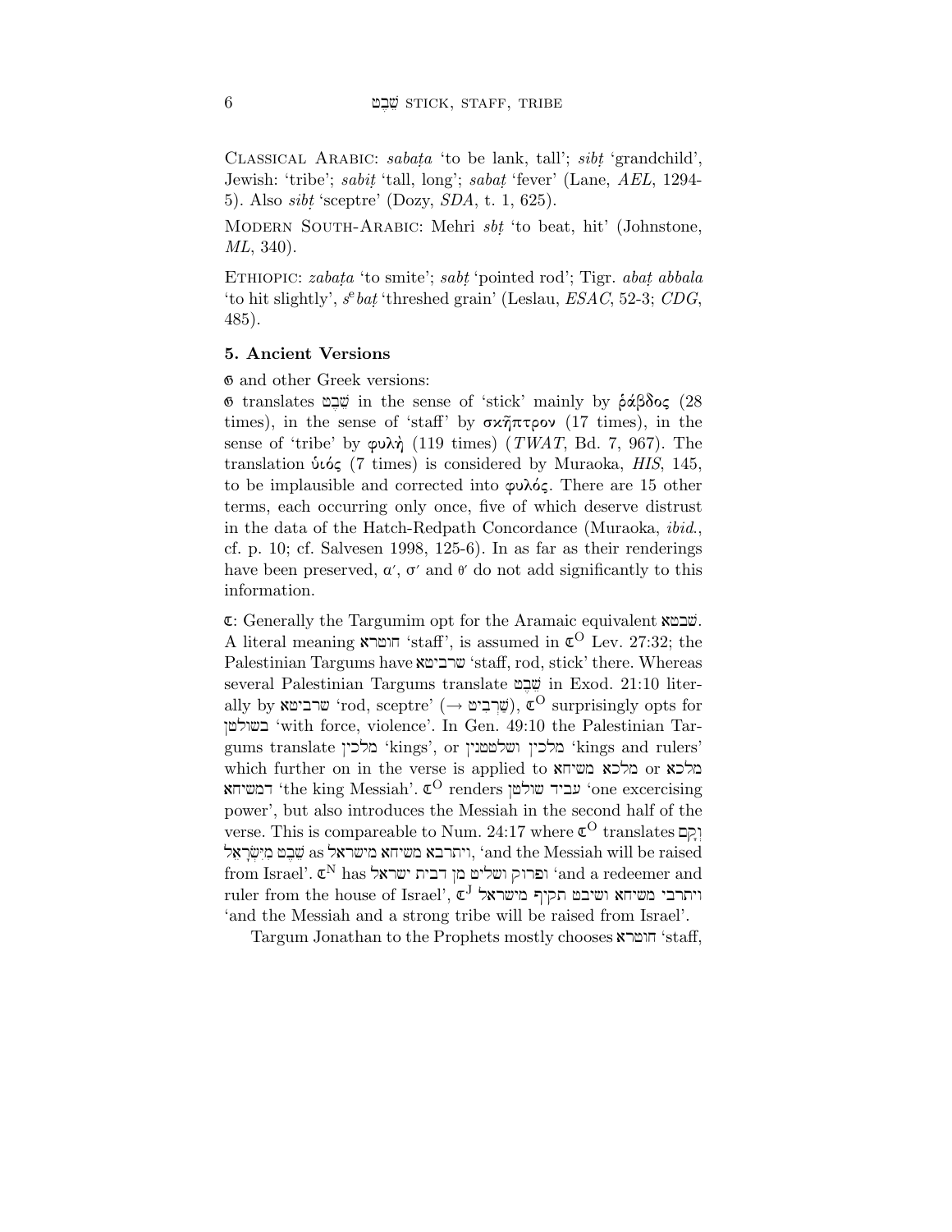Classical Arabic: *sabaṭa* 'to be lank, tall'; *sibṭ* 'grandchild', Jewish: 'tribe'; *sabiṭ* 'tall, long'; *sabaṭ* 'fever' (Lane, *AEL*, 1294-5). Also *sibṭ* 'sceptre' (Dozy, *SDA*, t. 1, 625).

Modern South-Arabic: Mehri *sbṭ* 'to beat, hit' (Johnstone, *ML*, 340).

Ethiopic: *zabaṭa* 'to smite'; *sabṭ* 'pointed rod'; Tigr. *abaṭ abbala* 'to hit slightly', *s^e baṭ* 'threshed grain' (Leslau, *ESAC*, 52-3; *CDG*, 485).

### 5. Ancient Versions

𝔊 and other Greek versions:

𝔊 translates שֵׁבֶט in the sense of 'stick' mainly by ῥάβδος (28 times), in the sense of 'staff' by σκῆπτρον (17 times), in the sense of 'tribe' by φυλή (119 times) (*TWAT*, Bd. 7, 967). The translation υἱός (7 times) is considered by Muraoka, *HIS*, 145, to be implausible and corrected into φυλός. There are 15 other terms, each occurring only once, five of which deserve distrust in the data of the Hatch-Redpath Concordance (Muraoka, *ibid.*, cf. p. 10; cf. Salvesen 1998, 125-6). In as far as their renderings have been preserved, α′, σ′ and θ′ do not add significantly to this information.

ℭ: Generally the Targumim opt for the Aramaic equivalent שׁבטא. A literal meaning חוטרא 'staff', is assumed in ℭ$^{O}$ Lev. 27:32; the Palestinian Targums have שרביטא 'staff, rod, stick' there. Whereas several Palestinian Targums translate שֵׁבֶט in Exod. 21:10 literally by שרביטא 'rod, sceptre' (→ שַׁרְבִיט), ℭ$^{O}$ surprisingly opts for בשולטן 'with force, violence'. In Gen. 49:10 the Palestinian Targums translate מלכין 'kings', or מלכין ושלטונין 'kings and rulers' which further on in the verse is applied to מלכא משיחא or מלכא דמשיחא 'the king Messiah'. ℭ$^{O}$ renders עביד שולטן 'one excercising power', but also introduces the Messiah in the second half of the verse. This is compareable to Num. 24:17 where ℭ$^{O}$ translates וְקָם שֵׁבֶט מִיִּשְׂרָאֵל as ויתרבא משיחא מישראל, 'and the Messiah will be raised from Israel'. ℭ$^{N}$ has ופרוק ושליט מן דבית ישראל 'and a redeemer and ruler from the house of Israel', ℭ$^{J}$ ויתרבי משיחא ושיבט תקיף מישראל 'and the Messiah and a strong tribe will be raised from Israel'.

Targum Jonathan to the Prophets mostly chooses חוטרא 'staff,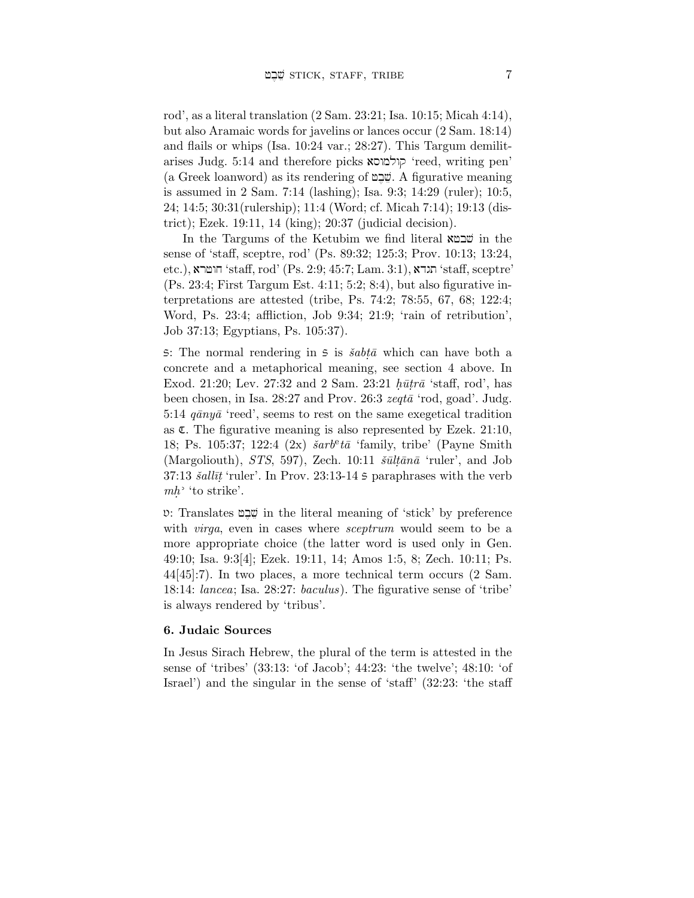rod', as a literal translation (2 Sam. 23:21; Isa. 10:15; Micah 4:14), but also Aramaic words for javelins or lances occur (2 Sam. 18:14) and flails or whips (Isa. 10:24 var.; 28:27). This Targum demilitarises Judg. 5:14 and therefore picks קולמוסא 'reed, writing pen' (a Greek loanword) as its rendering of שֵׁבֶט. A figurative meaning is assumed in 2 Sam. 7:14 (lashing); Isa. 9:3; 14:29 (ruler); 10:5, 24; 14:5; 30:31(rulership); 11:4 (Word; cf. Micah 7:14); 19:13 (district); Ezek. 19:11, 14 (king); 20:37 (judicial decision).

In the Targums of the Ketubim we find literal שבטא in the sense of 'staff, sceptre, rod' (Ps. 89:32; 125:3; Prov. 10:13; 13:24, etc.), חוטרא 'staff, rod' (Ps. 2:9; 45:7; Lam. 3:1), תגדא 'staff, sceptre' (Ps. 23:4; First Targum Est. 4:11; 5:2; 8:4), but also figurative interpretations are attested (tribe, Ps. 74:2; 78:55, 67, 68; 122:4; Word, Ps. 23:4; affliction, Job 9:34; 21:9; 'rain of retribution', Job 37:13; Egyptians, Ps. 105:37).

S: The normal rendering in S is *šabṭā* which can have both a concrete and a metaphorical meaning, see section 4 above. In Exod. 21:20; Lev. 27:32 and 2 Sam. 23:21 *ḥūṭrā* 'staff, rod', has been chosen, in Isa. 28:27 and Prov. 26:3 *zeqtā* 'rod, goad'. Judg. 5:14 *qānyā* 'reed', seems to rest on the same exegetical tradition as ℭ. The figurative meaning is also represented by Ezek. 21:10, 18; Ps. 105:37; 122:4 (2x) *šarbᵉtā* 'family, tribe' (Payne Smith (Margoliouth), *STS*, 597), Zech. 10:11 *šūlṭānā* 'ruler', and Job 37:13 *šallīṭ* 'ruler'. In Prov. 23:13-14 S paraphrases with the verb *mḥʾ* 'to strike'.

ט: Translates שֵׁבֶט in the literal meaning of 'stick' by preference with *virga*, even in cases where *sceptrum* would seem to be a more appropriate choice (the latter word is used only in Gen. 49:10; Isa. 9:3[4]; Ezek. 19:11, 14; Amos 1:5, 8; Zech. 10:11; Ps. 44[45]:7). In two places, a more technical term occurs (2 Sam. 18:14: *lancea*; Isa. 28:27: *baculus*). The figurative sense of 'tribe' is always rendered by 'tribus'.

### 6. Judaic Sources

In Jesus Sirach Hebrew, the plural of the term is attested in the sense of 'tribes' (33:13: 'of Jacob'; 44:23: 'the twelve'; 48:10: 'of Israel') and the singular in the sense of 'staff' (32:23: 'the staff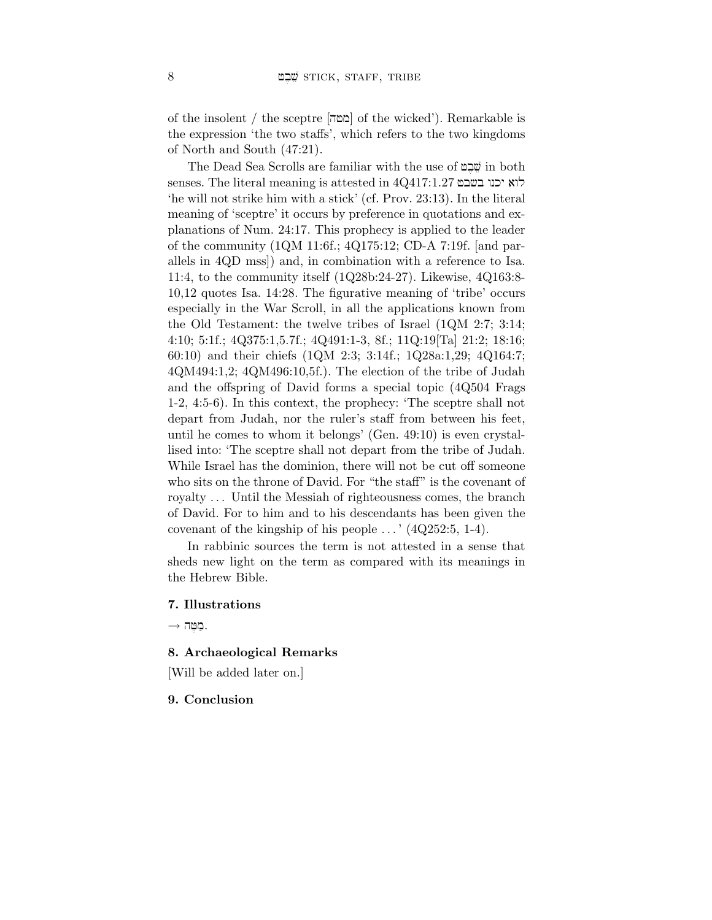of the insolent / the sceptre [מטה] of the wicked'). Remarkable is the expression 'the two staffs', which refers to the two kingdoms of North and South (47:21).

The Dead Sea Scrolls are familiar with the use of שֵׁבֶט in both senses. The literal meaning is attested in 4Q417:1.27 לוא יכנו בשבט 'he will not strike him with a stick' (cf. Prov. 23:13). In the literal meaning of 'sceptre' it occurs by preference in quotations and explanations of Num. 24:17. This prophecy is applied to the leader of the community (1QM 11:6f.; 4Q175:12; CD-A 7:19f. [and parallels in 4QD mss]) and, in combination with a reference to Isa. 11:4, to the community itself (1Q28b:24-27). Likewise, 4Q163:8-10,12 quotes Isa. 14:28. The figurative meaning of 'tribe' occurs especially in the War Scroll, in all the applications known from the Old Testament: the twelve tribes of Israel (1QM 2:7; 3:14; 4:10; 5:1f.; 4Q375:1,5.7f.; 4Q491:1-3, 8f.; 11Q:19[Ta] 21:2; 18:16; 60:10) and their chiefs (1QM 2:3; 3:14f.; 1Q28a:1,29; 4Q164:7; 4QM494:1,2; 4QM496:10,5f.). The election of the tribe of Judah and the offspring of David forms a special topic (4Q504 Frags 1-2, 4:5-6). In this context, the prophecy: 'The sceptre shall not depart from Judah, nor the ruler's staff from between his feet, until he comes to whom it belongs' (Gen. 49:10) is even crystallised into: 'The sceptre shall not depart from the tribe of Judah. While Israel has the dominion, there will not be cut off someone who sits on the throne of David. For "the staff" is the covenant of royalty ... Until the Messiah of righteousness comes, the branch of David. For to him and to his descendants has been given the covenant of the kingship of his people ... ' (4Q252:5, 1-4).

In rabbinic sources the term is not attested in a sense that sheds new light on the term as compared with its meanings in the Hebrew Bible.

### 7. Illustrations

→ מַטֶּה.

### 8. Archaeological Remarks

[Will be added later on.]

### 9. Conclusion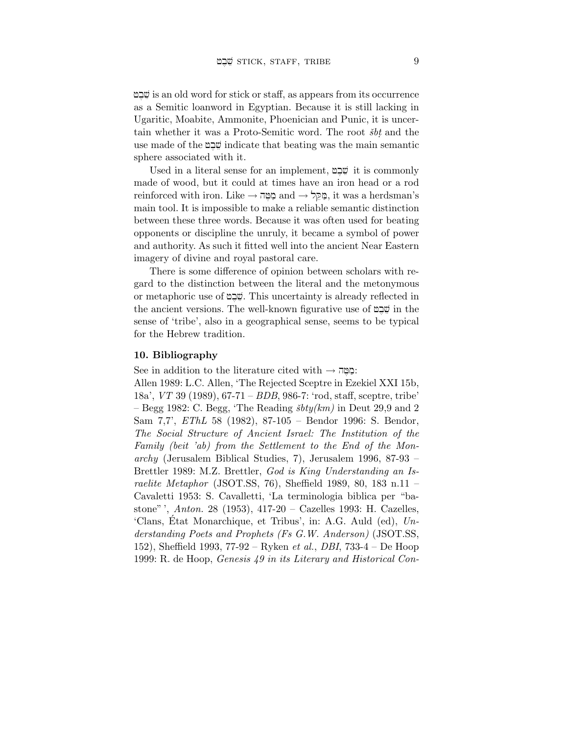שֵׁבֶט is an old word for stick or staff, as appears from its occurrence as a Semitic loanword in Egyptian. Because it is still lacking in Ugaritic, Moabite, Ammonite, Phoenician and Punic, it is uncertain whether it was a Proto-Semitic word. The root *šbṭ* and the use made of the שֵׁבֶט indicate that beating was the main semantic sphere associated with it.

Used in a literal sense for an implement, שֵׁבֶט it is commonly made of wood, but it could at times have an iron head or a rod reinforced with iron. Like → מַטֶּה and → מַקֵּל, it was a herdsman's main tool. It is impossible to make a reliable semantic distinction between these three words. Because it was often used for beating opponents or discipline the unruly, it became a symbol of power and authority. As such it fitted well into the ancient Near Eastern imagery of divine and royal pastoral care.

There is some difference of opinion between scholars with regard to the distinction between the literal and the metonymous or metaphoric use of שֵׁבֶט. This uncertainty is already reflected in the ancient versions. The well-known figurative use of שֵׁבֶט in the sense of 'tribe', also in a geographical sense, seems to be typical for the Hebrew tradition.

### 10. Bibliography

See in addition to the literature cited with → מַטֶּה:

Allen 1989: L.C. Allen, 'The Rejected Sceptre in Ezekiel XXI 15b, 18a', *VT* 39 (1989), 67-71 – *BDB*, 986-7: 'rod, staff, sceptre, tribe' – Begg 1982: C. Begg, 'The Reading *šbty(km)* in Deut 29,9 and 2 Sam 7,7', *EThL* 58 (1982), 87-105 – Bendor 1996: S. Bendor, *The Social Structure of Ancient Israel: The Institution of the Family (beit 'ab) from the Settlement to the End of the Monarchy* (Jerusalem Biblical Studies, 7), Jerusalem 1996, 87-93 – Brettler 1989: M.Z. Brettler, *God is King Understanding an Israelite Metaphor* (JSOT.SS, 76), Sheffield 1989, 80, 183 n.11 – Cavaletti 1953: S. Cavalletti, 'La terminologia biblica per "bastone" ', *Anton.* 28 (1953), 417-20 – Cazelles 1993: H. Cazelles, 'Clans, État Monarchique, et Tribus', in: A.G. Auld (ed), *Understanding Poets and Prophets (Fs G.W. Anderson)* (JSOT.SS, 152), Sheffield 1993, 77-92 – Ryken *et al.*, *DBI*, 733-4 – De Hoop 1999: R. de Hoop, *Genesis 49 in its Literary and Historical Con-*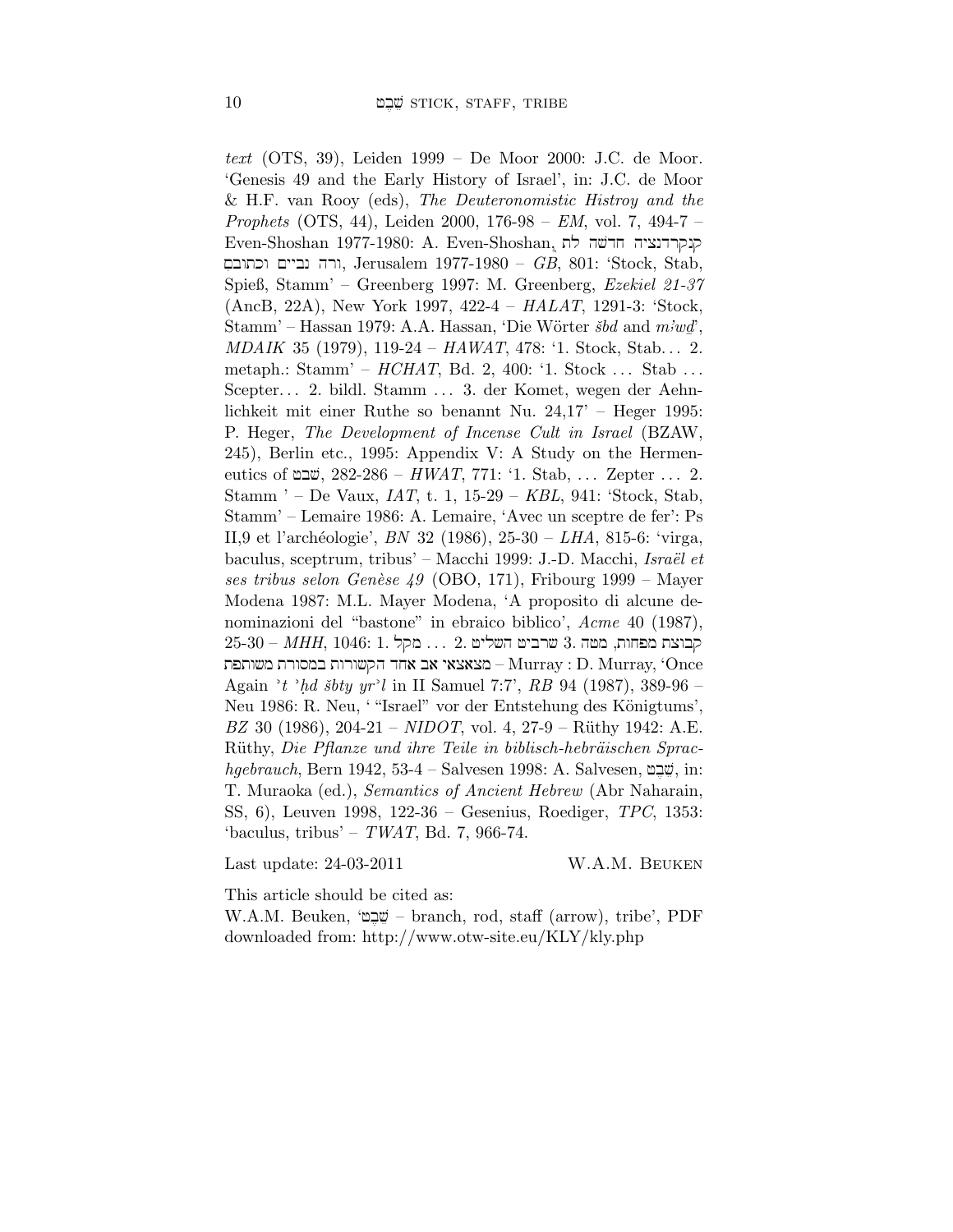*text* (OTS, 39), Leiden 1999 – De Moor 2000: J.C. de Moor. 'Genesis 49 and the Early History of Israel', in: J.C. de Moor & H.F. van Rooy (eds), *The Deuteronomistic Histroy and the Prophets* (OTS, 44), Leiden 2000, 176-98 – *EM*, vol. 7, 494-7 – Even-Shoshan 1977-1980: A. Even-Shoshan, קונקורדנציה חדשה לתורה נביים וכתובים, Jerusalem 1977-1980 – *GB*, 801: 'Stock, Stab, Spieß, Stamm' – Greenberg 1997: M. Greenberg, *Ezekiel 21-37* (AncB, 22A), New York 1997, 422-4 – *HALAT*, 1291-3: 'Stock, Stamm' – Hassan 1979: A.A. Hassan, 'Die Wörter *šbd* and *mꜣwḏ*', *MDAIK* 35 (1979), 119-24 – *HAWAT*, 478: '1. Stock, Stab... 2. metaph.: Stamm' – *HCHAT*, Bd. 2, 400: '1. Stock ... Stab ... Scepter... 2. bildl. Stamm ... 3. der Komet, wegen der Aehnlichkeit mit einer Ruthe so benannt Nu. 24,17' – Heger 1995: P. Heger, *The Development of Incense Cult in Israel* (BZAW, 245), Berlin etc., 1995: Appendix V: A Study on the Hermeneutics of שבט, 282-286 – *HWAT*, 771: '1. Stab, ... Zepter ... 2. Stamm ' – De Vaux, *IAT*, t. 1, 15-29 – *KBL*, 941: 'Stock, Stab, Stamm' – Lemaire 1986: A. Lemaire, 'Avec un sceptre de fer': Ps II,9 et l'archéologie', *BN* 32 (1986), 25-30 – *LHA*, 815-6: 'virga, baculus, sceptrum, tribus' – Macchi 1999: J.-D. Macchi, *Israël et ses tribus selon Genèse 49* (OBO, 171), Fribourg 1999 – Mayer Modena 1987: M.L. Mayer Modena, 'A proposito di alcune denominazioni del "bastone" in ebraico biblico', *Acme* 40 (1987), 25-30 – *MHH*, 1046: 1. מקל ... 2. שרביט השליט 3. מטה, קבוצת מפחות מצאצאי אב אחד הקשורות במסורת משותפת – Murray : D. Murray, 'Once Again *ʾt ʾḥd šbṭy yrʾl* in II Samuel 7:7', *RB* 94 (1987), 389-96 – Neu 1986: R. Neu, ' "Israel" vor der Entstehung des Königtums', *BZ* 30 (1986), 204-21 – *NIDOT*, vol. 4, 27-9 – Rüthy 1942: A.E. Rüthy, *Die Pflanze und ihre Teile in biblisch-hebräischen Sprachgebrauch*, Bern 1942, 53-4 – Salvesen 1998: A. Salvesen, שֵׁבֶט, in: T. Muraoka (ed.), *Semantics of Ancient Hebrew* (Abr Naharain, SS, 6), Leuven 1998, 122-36 – Gesenius, Roediger, *TPC*, 1353: 'baculus, tribus' – *TWAT*, Bd. 7, 966-74.

Last update: 24-03-2011 W.A.M. Beuken

This article should be cited as:
W.A.M. Beuken, 'שֵׁבֶט – branch, rod, staff (arrow), tribe', PDF downloaded from: http://www.otw-site.eu/KLY/kly.php